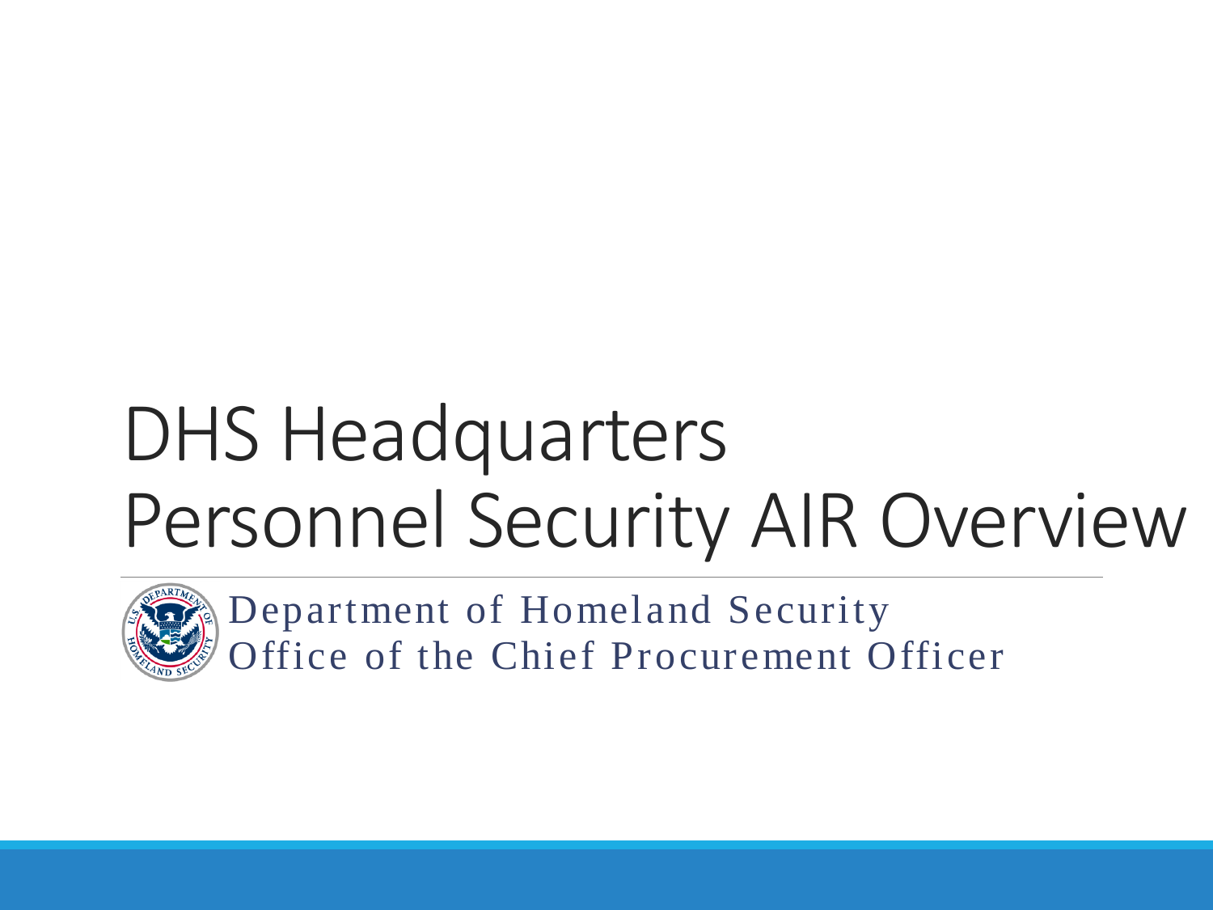# DHS Headquarters Personnel Security AIR Overview

Department of Homeland Security
Office of the Chief Procurement Officer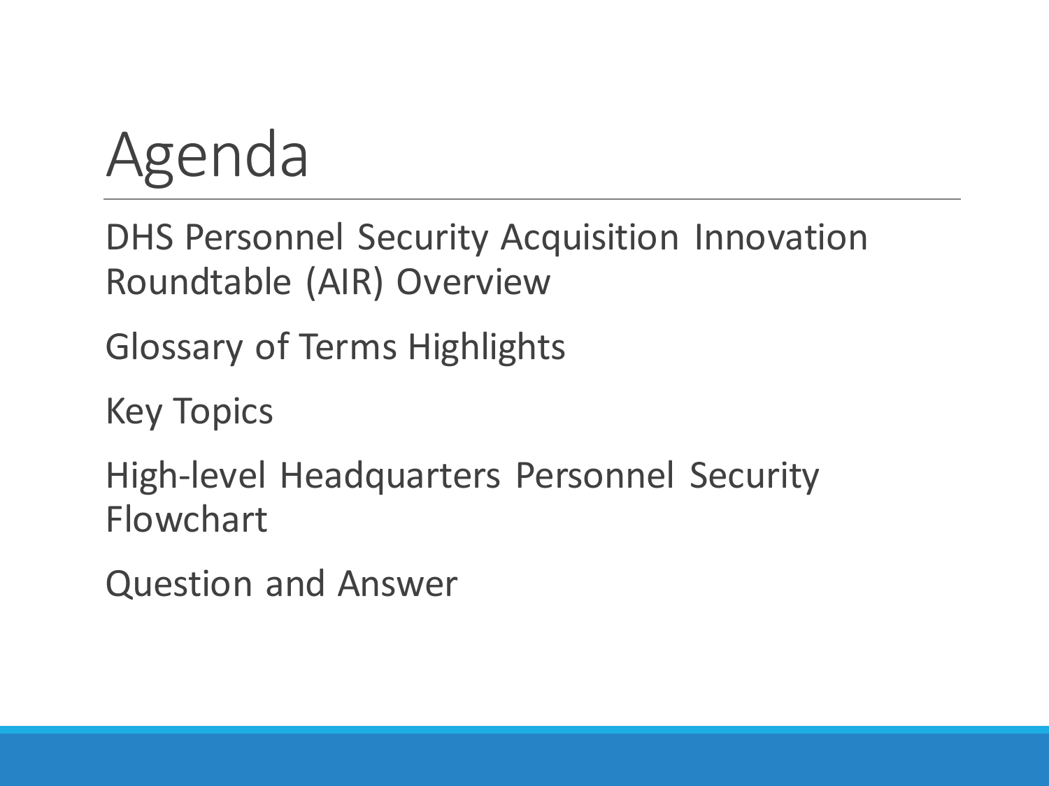# Agenda

DHS Personnel Security Acquisition Innovation Roundtable (AIR) Overview

Glossary of Terms Highlights

Key Topics

High-level Headquarters Personnel Security Flowchart

Question and Answer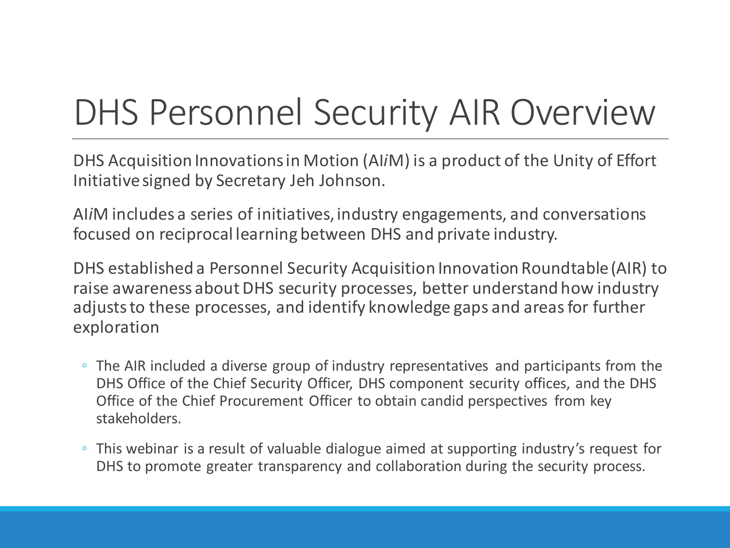# DHS Personnel Security AIR Overview

DHS Acquisition Innovations in Motion (AI*i*M) is a product of the Unity of Effort Initiative signed by Secretary Jeh Johnson.

AI*i*M includes a series of initiatives, industry engagements, and conversations focused on reciprocal learning between DHS and private industry.

DHS established a Personnel Security Acquisition Innovation Roundtable (AIR) to raise awareness about DHS security processes, better understand how industry adjusts to these processes, and identify knowledge gaps and areas for further exploration

- The AIR included a diverse group of industry representatives and participants from the DHS Office of the Chief Security Officer, DHS component security offices, and the DHS Office of the Chief Procurement Officer to obtain candid perspectives from key stakeholders.
- This webinar is a result of valuable dialogue aimed at supporting industry's request for DHS to promote greater transparency and collaboration during the security process.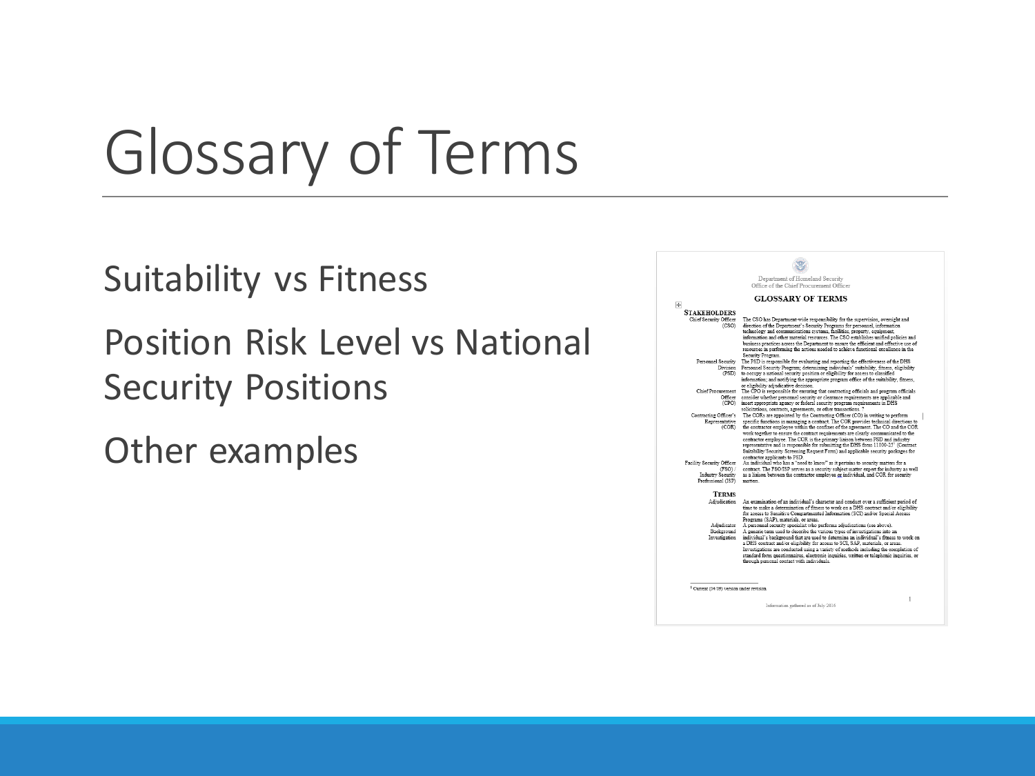# Glossary of Terms

Suitability vs Fitness

Position Risk Level vs National Security Positions

Other examples

Department of Homeland Security
Office of the Chief Procurement Officer

**GLOSSARY OF TERMS**

**STAKEHOLDERS**

| | |
|---|---|
| Chief Security Officer (CSO) | The CSO has Department-wide responsibility for the supervision, oversight and direction of the Department's Security Programs for personnel, information technology and communications systems, facilities, property, equipment, information and other material resources. The CSO establishes unified policies and business practices across the Department to ensure the efficient and effective use of resources in performing the actions needed to achieve functional excellence in the Security Program. |
| Personnel Security Division (PSD) | The PSD is responsible for evaluating and reporting the effectiveness of the DHS Personnel Security Program; determining individuals' suitability, fitness, eligibility to occupy a national security position or eligibility for access to classified information; and notifying the appropriate program office of the suitability, fitness, or eligibility adjudicative decision. |
| Chief Procurement Officer (CPO) | The CPO is responsible for ensuring that contracting officials and program officials consider whether personnel security or clearance requirements are applicable and insert appropriate agency or federal security program requirements in DHS solicitations, contracts, agreements, or other transactions. |
| Contracting Officer's Representative (COR) | The CORs are appointed by the Contracting Officer (CO) in writing to perform specific functions in managing a contract. The COR provides technical directions to the contractor employee within the confines of the agreement. The CO and the COR work together to ensure the contract requirements are clearly communicated to the contractor employee. The COR is the primary liaison between PSD and industry representative and is responsible for submitting the DHS forms 11000-25[1] (Contract Suitability/Security Screening Request Form) and applicable security packages for contractor applicants to PSD. |
| Facility Security Officer (FSO) / Industry Security Professional (ISP) | An individual who has a "need to know" as it pertains to security matters for a contract. The FSO/ISP serves as a security subject matter expert for industry as well as a liaison between the contractor employee or individual, and COR for security matters. |

**TERMS**

| | |
|---|---|
| Adjudication | An examination of an individual's character and conduct over a sufficient period of time to make a determination of fitness to work on a DHS contract and/or eligibility for access to Sensitive Compartmented Information (SCI) and/or Special Access Programs (SAP), materials, or areas. |
| Adjudicator | A personnel security specialist who performs adjudications (see above). |
| Background Investigation | A generic term used to describe the various types of investigations into an individual's background that are used to determine an individual's fitness to work on a DHS contract and/or eligibility for access to SCI, SAP, materials, or areas. Investigations are conducted using a variety of methods including the completion of standard form questionnaires, electronic inquiries, written or telephonic inquiries, or through personal contact with individuals. |

[1] Current (04/09) version under revision

Information gathered as of July 2016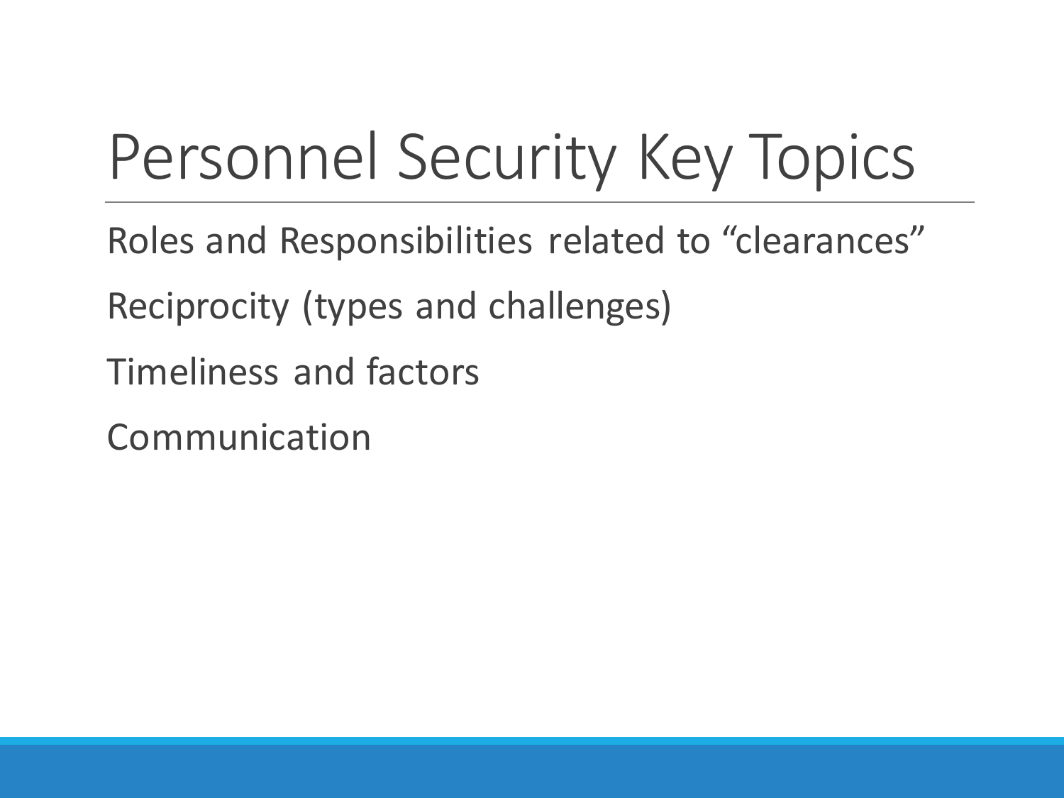# Personnel Security Key Topics

Roles and Responsibilities related to “clearances”

Reciprocity (types and challenges)

Timeliness and factors

Communication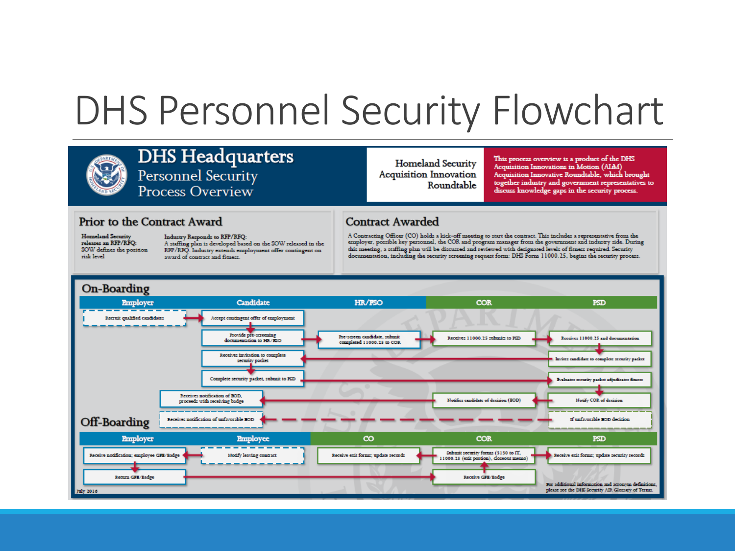# DHS Personnel Security Flowchart

## DHS Headquarters Personnel Security Process Overview

Homeland Security Acquisition Innovation Roundtable

This process overview is a product of the DHS Acquisition Innovations in Motion (AIiM) Acquisition Innovative Roundtable, which brought together industry and government representatives to discuss knowledge gaps in the security process.

### Prior to the Contract Award

Homeland Security releases an RFP/RFQ: SOW defines the position risk level

Industry Responds to RFP/RFQ: A staffing plan is developed based on the SOW released in the RFP/RFQ. Industry extends employment offer contingent on award of contract and fitness.

### Contract Awarded

A Contracting Officer (CO) holds a kick-off meeting to start the contract. This includes a representative from the employer, possible key personnel, the COR and program manager from the government and industry side. During this meeting, a staffing plan will be discussed and reviewed with designated levels of fitness required. Security documentation, including the security screening request form: DHS Form 11000.25, begins the security process.

### On-Boarding

| Employer | Candidate | HR/FSO | COR | PSD |
|---|---|---|---|---|
| Recruit qualified candidates | Accept contingent offer of employment | | | |
| | Provide pre-screening documentation to HR/FSO | Pre-screen candidate, submit completed 11000.25 to COR | Receives 11000.25 submits to PSD | Receives 11000.25 and documentation |
| | Receives invitation to complete security packet | | | Invites candidate to complete security packet |
| | Complete security packet, submit to PSD | | | Evaluates security packet adjudicates fitness |
| Receives notification of EOD, proceeds with receiving badge | | | Notifies candidate of decision (EOD) | Notify COR of decision |
| Receives notification of unfavorable EOD | | | | If unfavorable EOD decision |

### Off-Boarding

| Employer | Employee | CO | COR | PSD |
|---|---|---|---|---|
| Receive notification; employee GFE/Badge | Notify leaving contract | Receive exit forms; update records | Submit security forms (3150 to IT, 11000.25 (exit portion), closeout memo) | Receive exit forms; update security records |
| Return GFE/Badge | | | Receive GFE/Badge | |

July 2016

For additional information and acronym definitions, please see the DHS Security AIR Glossary of Terms.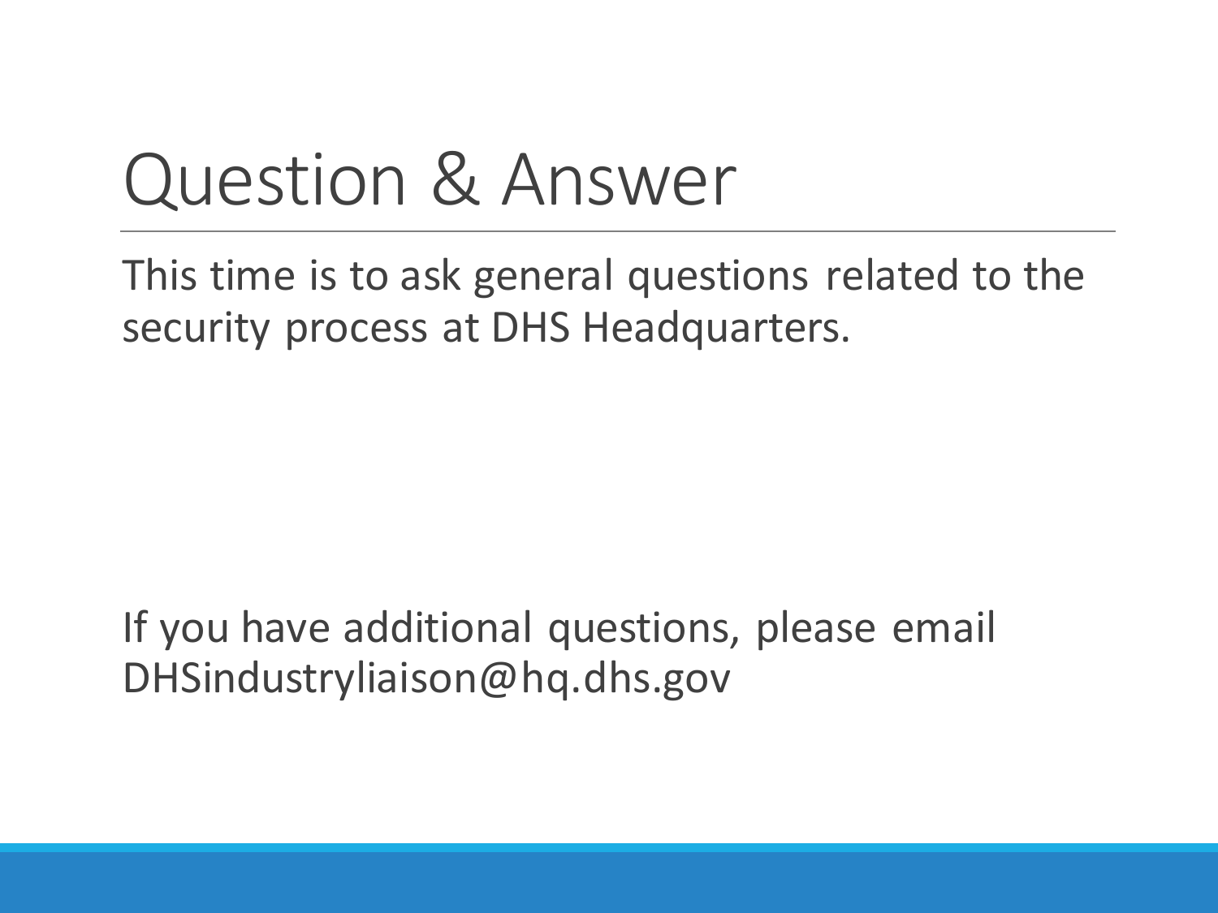# Question & Answer

This time is to ask general questions related to the security process at DHS Headquarters.

If you have additional questions, please email DHSindustryliaison@hq.dhs.gov